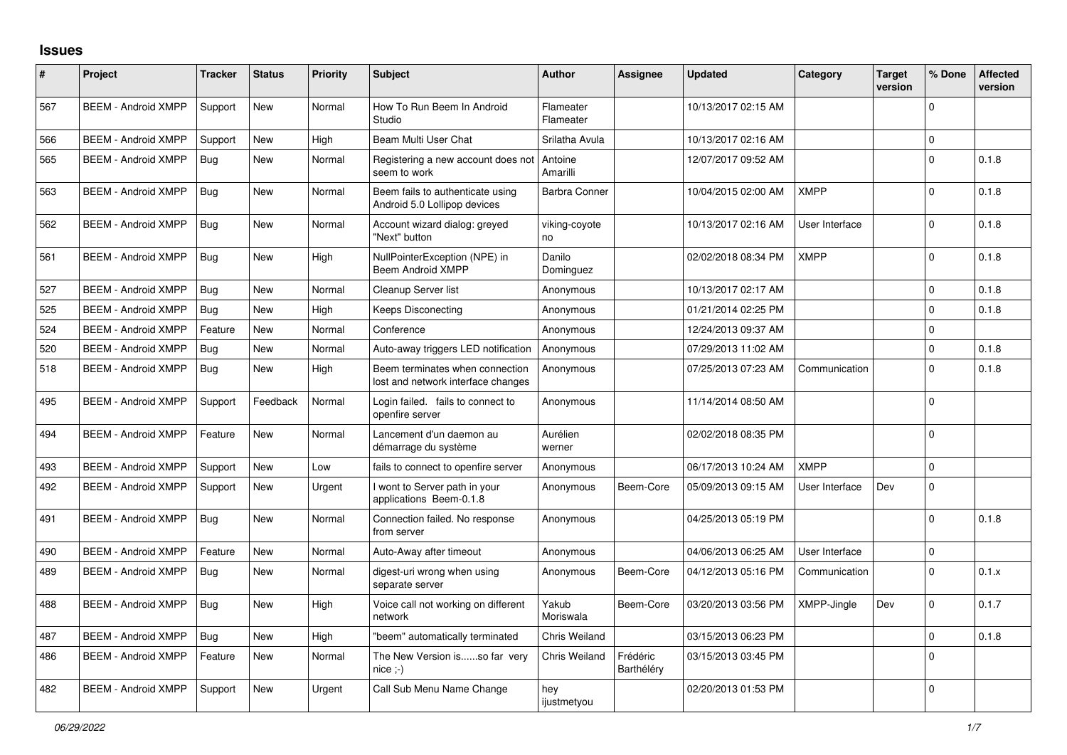## Issues

| # | Project | Tracker | Status | Priority | Subject | Author | Assignee | Updated | Category | Target version | % Done | Affected version |
|---|---|---|---|---|---|---|---|---|---|---|---|---|
| 567 | BEEM - Android XMPP | Support | New | Normal | How To Run Beem In Android Studio | Flameater Flameater | | 10/13/2017 02:15 AM | | | 0 | |
| 566 | BEEM - Android XMPP | Support | New | High | Beam Multi User Chat | Srilatha Avula | | 10/13/2017 02:16 AM | | | 0 | |
| 565 | BEEM - Android XMPP | Bug | New | Normal | Registering a new account does not seem to work | Antoine Amarilli | | 12/07/2017 09:52 AM | | | 0 | 0.1.8 |
| 563 | BEEM - Android XMPP | Bug | New | Normal | Beem fails to authenticate using Android 5.0 Lollipop devices | Barbra Conner | | 10/04/2015 02:00 AM | XMPP | | 0 | 0.1.8 |
| 562 | BEEM - Android XMPP | Bug | New | Normal | Account wizard dialog: greyed "Next" button | viking-coyote no | | 10/13/2017 02:16 AM | User Interface | | 0 | 0.1.8 |
| 561 | BEEM - Android XMPP | Bug | New | High | NullPointerException (NPE) in Beem Android XMPP | Danilo Dominguez | | 02/02/2018 08:34 PM | XMPP | | 0 | 0.1.8 |
| 527 | BEEM - Android XMPP | Bug | New | Normal | Cleanup Server list | Anonymous | | 10/13/2017 02:17 AM | | | 0 | 0.1.8 |
| 525 | BEEM - Android XMPP | Bug | New | High | Keeps Disconecting | Anonymous | | 01/21/2014 02:25 PM | | | 0 | 0.1.8 |
| 524 | BEEM - Android XMPP | Feature | New | Normal | Conference | Anonymous | | 12/24/2013 09:37 AM | | | 0 | |
| 520 | BEEM - Android XMPP | Bug | New | Normal | Auto-away triggers LED notification | Anonymous | | 07/29/2013 11:02 AM | | | 0 | 0.1.8 |
| 518 | BEEM - Android XMPP | Bug | New | High | Beem terminates when connection lost and network interface changes | Anonymous | | 07/25/2013 07:23 AM | Communication | | 0 | 0.1.8 |
| 495 | BEEM - Android XMPP | Support | Feedback | Normal | Login failed. fails to connect to openfire server | Anonymous | | 11/14/2014 08:50 AM | | | 0 | |
| 494 | BEEM - Android XMPP | Feature | New | Normal | Lancement d'un daemon au démarrage du système | Aurélien werner | | 02/02/2018 08:35 PM | | | 0 | |
| 493 | BEEM - Android XMPP | Support | New | Low | fails to connect to openfire server | Anonymous | | 06/17/2013 10:24 AM | XMPP | | 0 | |
| 492 | BEEM - Android XMPP | Support | New | Urgent | I wont to Server path in your applications Beem-0.1.8 | Anonymous | Beem-Core | 05/09/2013 09:15 AM | User Interface | Dev | 0 | |
| 491 | BEEM - Android XMPP | Bug | New | Normal | Connection failed. No response from server | Anonymous | | 04/25/2013 05:19 PM | | | 0 | 0.1.8 |
| 490 | BEEM - Android XMPP | Feature | New | Normal | Auto-Away after timeout | Anonymous | | 04/06/2013 06:25 AM | User Interface | | 0 | |
| 489 | BEEM - Android XMPP | Bug | New | Normal | digest-uri wrong when using separate server | Anonymous | Beem-Core | 04/12/2013 05:16 PM | Communication | | 0 | 0.1.x |
| 488 | BEEM - Android XMPP | Bug | New | High | Voice call not working on different network | Yakub Moriswala | Beem-Core | 03/20/2013 03:56 PM | XMPP-Jingle | Dev | 0 | 0.1.7 |
| 487 | BEEM - Android XMPP | Bug | New | High | "beem" automatically terminated | Chris Weiland | | 03/15/2013 06:23 PM | | | 0 | 0.1.8 |
| 486 | BEEM - Android XMPP | Feature | New | Normal | The New Version is......so far very nice ;-) | Chris Weiland | Frédéric Barthéléry | 03/15/2013 03:45 PM | | | 0 | |
| 482 | BEEM - Android XMPP | Support | New | Urgent | Call Sub Menu Name Change | hey ijustmetyou | | 02/20/2013 01:53 PM | | | 0 | |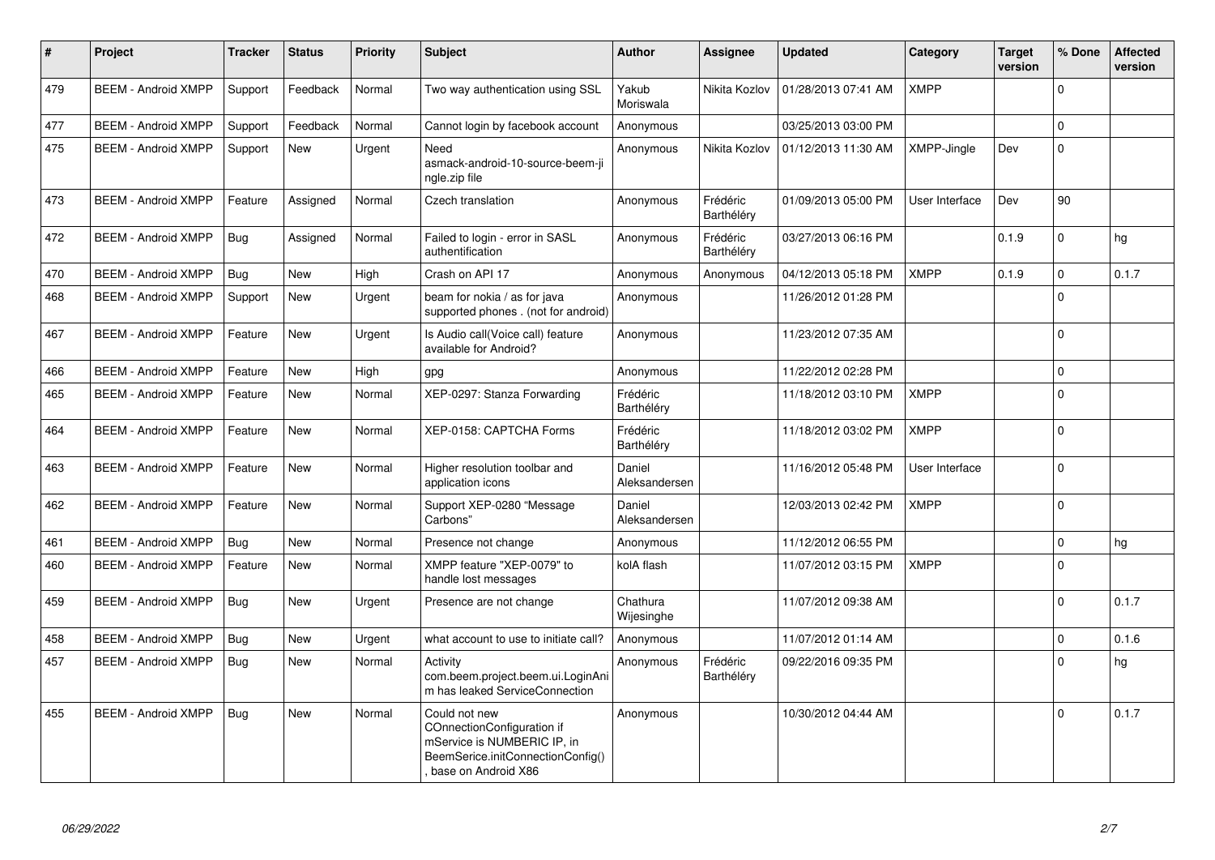| # | Project | Tracker | Status | Priority | Subject | Author | Assignee | Updated | Category | Target version | % Done | Affected version |
|---|---|---|---|---|---|---|---|---|---|---|---|---|
| 479 | BEEM - Android XMPP | Support | Feedback | Normal | Two way authentication using SSL | Yakub Moriswala | Nikita Kozlov | 01/28/2013 07:41 AM | XMPP | | 0 | |
| 477 | BEEM - Android XMPP | Support | Feedback | Normal | Cannot login by facebook account | Anonymous | | 03/25/2013 03:00 PM | | | 0 | |
| 475 | BEEM - Android XMPP | Support | New | Urgent | Need asmack-android-10-source-beem-jingle.zip file | Anonymous | Nikita Kozlov | 01/12/2013 11:30 AM | XMPP-Jingle | Dev | 0 | |
| 473 | BEEM - Android XMPP | Feature | Assigned | Normal | Czech translation | Anonymous | Frédéric Barthéléry | 01/09/2013 05:00 PM | User Interface | Dev | 90 | |
| 472 | BEEM - Android XMPP | Bug | Assigned | Normal | Failed to login - error in SASL authentification | Anonymous | Frédéric Barthéléry | 03/27/2013 06:16 PM | | 0.1.9 | 0 | hg |
| 470 | BEEM - Android XMPP | Bug | New | High | Crash on API 17 | Anonymous | Anonymous | 04/12/2013 05:18 PM | XMPP | 0.1.9 | 0 | 0.1.7 |
| 468 | BEEM - Android XMPP | Support | New | Urgent | beam for nokia / as for java supported phones . (not for android) | Anonymous | | 11/26/2012 01:28 PM | | | 0 | |
| 467 | BEEM - Android XMPP | Feature | New | Urgent | Is Audio call(Voice call) feature available for Android? | Anonymous | | 11/23/2012 07:35 AM | | | 0 | |
| 466 | BEEM - Android XMPP | Feature | New | High | gpg | Anonymous | | 11/22/2012 02:28 PM | | | 0 | |
| 465 | BEEM - Android XMPP | Feature | New | Normal | XEP-0297: Stanza Forwarding | Frédéric Barthéléry | | 11/18/2012 03:10 PM | XMPP | | 0 | |
| 464 | BEEM - Android XMPP | Feature | New | Normal | XEP-0158: CAPTCHA Forms | Frédéric Barthéléry | | 11/18/2012 03:02 PM | XMPP | | 0 | |
| 463 | BEEM - Android XMPP | Feature | New | Normal | Higher resolution toolbar and application icons | Daniel Aleksandersen | | 11/16/2012 05:48 PM | User Interface | | 0 | |
| 462 | BEEM - Android XMPP | Feature | New | Normal | Support XEP-0280 "Message Carbons" | Daniel Aleksandersen | | 12/03/2013 02:42 PM | XMPP | | 0 | |
| 461 | BEEM - Android XMPP | Bug | New | Normal | Presence not change | Anonymous | | 11/12/2012 06:55 PM | | | 0 | hg |
| 460 | BEEM - Android XMPP | Feature | New | Normal | XMPP feature "XEP-0079" to handle lost messages | kolA flash | | 11/07/2012 03:15 PM | XMPP | | 0 | |
| 459 | BEEM - Android XMPP | Bug | New | Urgent | Presence are not change | Chathura Wijesinghe | | 11/07/2012 09:38 AM | | | 0 | 0.1.7 |
| 458 | BEEM - Android XMPP | Bug | New | Urgent | what account to use to initiate call? | Anonymous | | 11/07/2012 01:14 AM | | | 0 | 0.1.6 |
| 457 | BEEM - Android XMPP | Bug | New | Normal | Activity com.beem.project.beem.ui.LoginAnim has leaked ServiceConnection | Anonymous | Frédéric Barthéléry | 09/22/2016 09:35 PM | | | 0 | hg |
| 455 | BEEM - Android XMPP | Bug | New | Normal | Could not new COnnectionConfiguration if mService is NUMBERIC IP, in BeemSerice.initConnectionConfig() , base on Android X86 | Anonymous | | 10/30/2012 04:44 AM | | | 0 | 0.1.7 |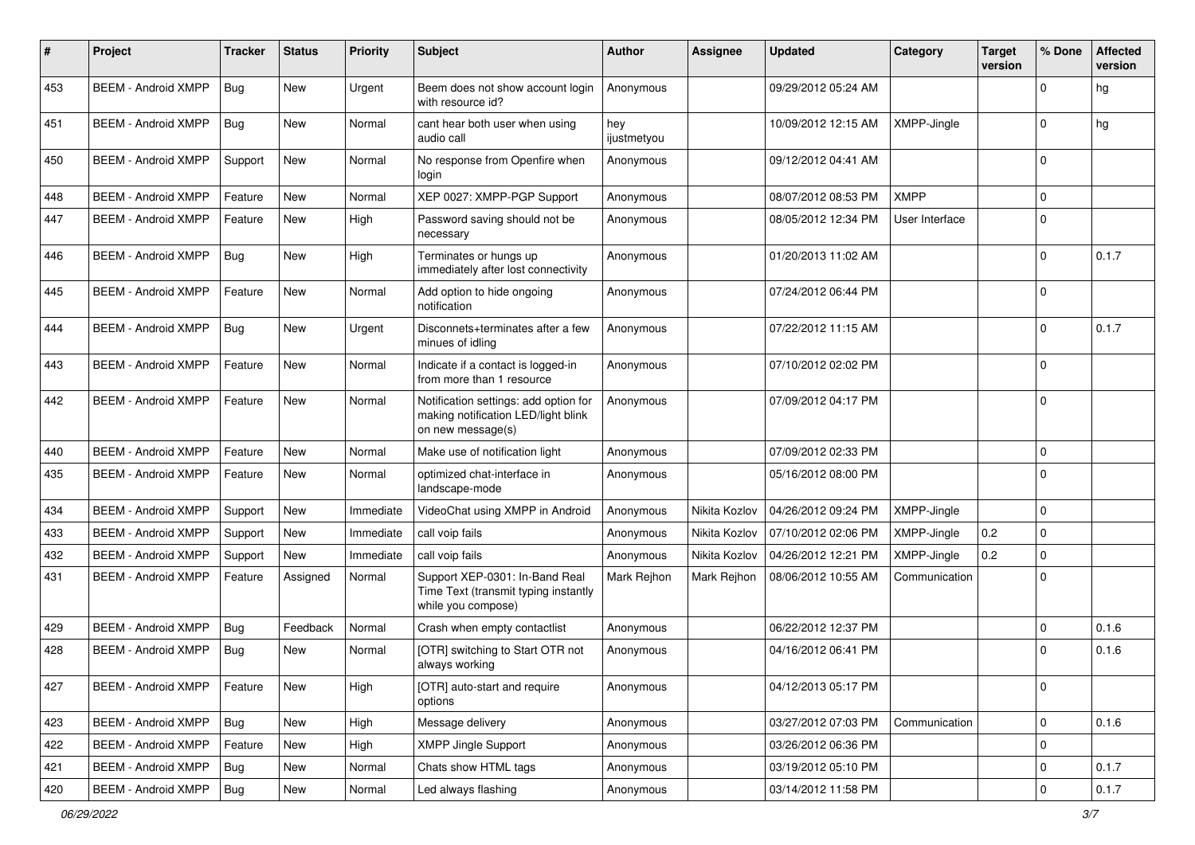| # | Project | Tracker | Status | Priority | Subject | Author | Assignee | Updated | Category | Target version | % Done | Affected version |
|---|---|---|---|---|---|---|---|---|---|---|---|---|
| 453 | BEEM - Android XMPP | Bug | New | Urgent | Beem does not show account login with resource id? | Anonymous | | 09/29/2012 05:24 AM | | | 0 | hg |
| 451 | BEEM - Android XMPP | Bug | New | Normal | cant hear both user when using audio call | hey ijustmetyou | | 10/09/2012 12:15 AM | XMPP-Jingle | | 0 | hg |
| 450 | BEEM - Android XMPP | Support | New | Normal | No response from Openfire when login | Anonymous | | 09/12/2012 04:41 AM | | | 0 | |
| 448 | BEEM - Android XMPP | Feature | New | Normal | XEP 0027: XMPP-PGP Support | Anonymous | | 08/07/2012 08:53 PM | XMPP | | 0 | |
| 447 | BEEM - Android XMPP | Feature | New | High | Password saving should not be necessary | Anonymous | | 08/05/2012 12:34 PM | User Interface | | 0 | |
| 446 | BEEM - Android XMPP | Bug | New | High | Terminates or hungs up immediately after lost connectivity | Anonymous | | 01/20/2013 11:02 AM | | | 0 | 0.1.7 |
| 445 | BEEM - Android XMPP | Feature | New | Normal | Add option to hide ongoing notification | Anonymous | | 07/24/2012 06:44 PM | | | 0 | |
| 444 | BEEM - Android XMPP | Bug | New | Urgent | Disconnets+terminates after a few minues of idling | Anonymous | | 07/22/2012 11:15 AM | | | 0 | 0.1.7 |
| 443 | BEEM - Android XMPP | Feature | New | Normal | Indicate if a contact is logged-in from more than 1 resource | Anonymous | | 07/10/2012 02:02 PM | | | 0 | |
| 442 | BEEM - Android XMPP | Feature | New | Normal | Notification settings: add option for making notification LED/light blink on new message(s) | Anonymous | | 07/09/2012 04:17 PM | | | 0 | |
| 440 | BEEM - Android XMPP | Feature | New | Normal | Make use of notification light | Anonymous | | 07/09/2012 02:33 PM | | | 0 | |
| 435 | BEEM - Android XMPP | Feature | New | Normal | optimized chat-interface in landscape-mode | Anonymous | | 05/16/2012 08:00 PM | | | 0 | |
| 434 | BEEM - Android XMPP | Support | New | Immediate | VideoChat using XMPP in Android | Anonymous | Nikita Kozlov | 04/26/2012 09:24 PM | XMPP-Jingle | | 0 | |
| 433 | BEEM - Android XMPP | Support | New | Immediate | call voip fails | Anonymous | Nikita Kozlov | 07/10/2012 02:06 PM | XMPP-Jingle | 0.2 | 0 | |
| 432 | BEEM - Android XMPP | Support | New | Immediate | call voip fails | Anonymous | Nikita Kozlov | 04/26/2012 12:21 PM | XMPP-Jingle | 0.2 | 0 | |
| 431 | BEEM - Android XMPP | Feature | Assigned | Normal | Support XEP-0301: In-Band Real Time Text (transmit typing instantly while you compose) | Mark Rejhon | Mark Rejhon | 08/06/2012 10:55 AM | Communication | | 0 | |
| 429 | BEEM - Android XMPP | Bug | Feedback | Normal | Crash when empty contactlist | Anonymous | | 06/22/2012 12:37 PM | | | 0 | 0.1.6 |
| 428 | BEEM - Android XMPP | Bug | New | Normal | [OTR] switching to Start OTR not always working | Anonymous | | 04/16/2012 06:41 PM | | | 0 | 0.1.6 |
| 427 | BEEM - Android XMPP | Feature | New | High | [OTR] auto-start and require options | Anonymous | | 04/12/2013 05:17 PM | | | 0 | |
| 423 | BEEM - Android XMPP | Bug | New | High | Message delivery | Anonymous | | 03/27/2012 07:03 PM | Communication | | 0 | 0.1.6 |
| 422 | BEEM - Android XMPP | Feature | New | High | XMPP Jingle Support | Anonymous | | 03/26/2012 06:36 PM | | | 0 | |
| 421 | BEEM - Android XMPP | Bug | New | Normal | Chats show HTML tags | Anonymous | | 03/19/2012 05:10 PM | | | 0 | 0.1.7 |
| 420 | BEEM - Android XMPP | Bug | New | Normal | Led always flashing | Anonymous | | 03/14/2012 11:58 PM | | | 0 | 0.1.7 |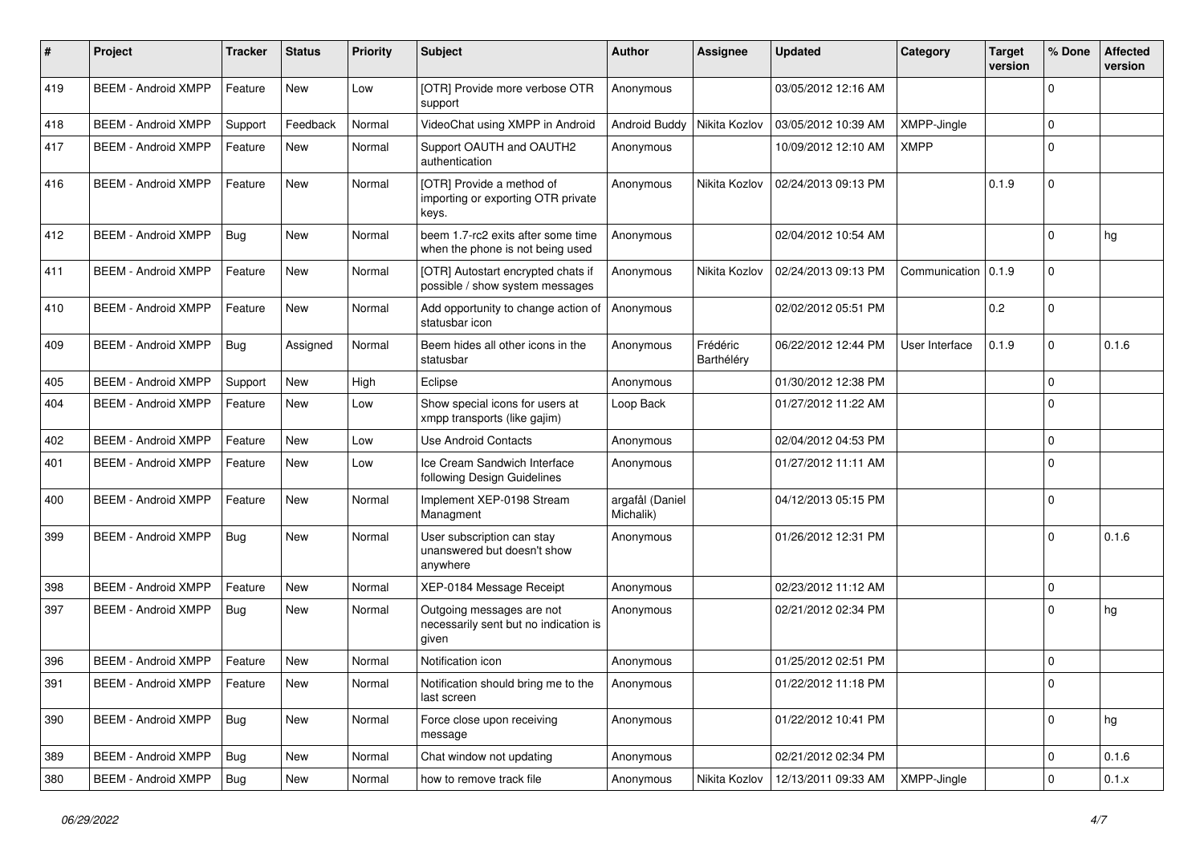| # | Project | Tracker | Status | Priority | Subject | Author | Assignee | Updated | Category | Target version | % Done | Affected version |
|---|---|---|---|---|---|---|---|---|---|---|---|---|
| 419 | BEEM - Android XMPP | Feature | New | Low | [OTR] Provide more verbose OTR support | Anonymous | | 03/05/2012 12:16 AM | | | 0 | |
| 418 | BEEM - Android XMPP | Support | Feedback | Normal | VideoChat using XMPP in Android | Android Buddy | Nikita Kozlov | 03/05/2012 10:39 AM | XMPP-Jingle | | 0 | |
| 417 | BEEM - Android XMPP | Feature | New | Normal | Support OAUTH and OAUTH2 authentication | Anonymous | | 10/09/2012 12:10 AM | XMPP | | 0 | |
| 416 | BEEM - Android XMPP | Feature | New | Normal | [OTR] Provide a method of importing or exporting OTR private keys. | Anonymous | Nikita Kozlov | 02/24/2013 09:13 PM | | 0.1.9 | 0 | |
| 412 | BEEM - Android XMPP | Bug | New | Normal | beem 1.7-rc2 exits after some time when the phone is not being used | Anonymous | | 02/04/2012 10:54 AM | | | 0 | hg |
| 411 | BEEM - Android XMPP | Feature | New | Normal | [OTR] Autostart encrypted chats if possible / show system messages | Anonymous | Nikita Kozlov | 02/24/2013 09:13 PM | Communication | 0.1.9 | 0 | |
| 410 | BEEM - Android XMPP | Feature | New | Normal | Add opportunity to change action of statusbar icon | Anonymous | | 02/02/2012 05:51 PM | | 0.2 | 0 | |
| 409 | BEEM - Android XMPP | Bug | Assigned | Normal | Beem hides all other icons in the statusbar | Anonymous | Frédéric Barthéléry | 06/22/2012 12:44 PM | User Interface | 0.1.9 | 0 | 0.1.6 |
| 405 | BEEM - Android XMPP | Support | New | High | Eclipse | Anonymous | | 01/30/2012 12:38 PM | | | 0 | |
| 404 | BEEM - Android XMPP | Feature | New | Low | Show special icons for users at xmpp transports (like gajim) | Loop Back | | 01/27/2012 11:22 AM | | | 0 | |
| 402 | BEEM - Android XMPP | Feature | New | Low | Use Android Contacts | Anonymous | | 02/04/2012 04:53 PM | | | 0 | |
| 401 | BEEM - Android XMPP | Feature | New | Low | Ice Cream Sandwich Interface following Design Guidelines | Anonymous | | 01/27/2012 11:11 AM | | | 0 | |
| 400 | BEEM - Android XMPP | Feature | New | Normal | Implement XEP-0198 Stream Managment | argafål (Daniel Michalik) | | 04/12/2013 05:15 PM | | | 0 | |
| 399 | BEEM - Android XMPP | Bug | New | Normal | User subscription can stay unanswered but doesn't show anywhere | Anonymous | | 01/26/2012 12:31 PM | | | 0 | 0.1.6 |
| 398 | BEEM - Android XMPP | Feature | New | Normal | XEP-0184 Message Receipt | Anonymous | | 02/23/2012 11:12 AM | | | 0 | |
| 397 | BEEM - Android XMPP | Bug | New | Normal | Outgoing messages are not necessarily sent but no indication is given | Anonymous | | 02/21/2012 02:34 PM | | | 0 | hg |
| 396 | BEEM - Android XMPP | Feature | New | Normal | Notification icon | Anonymous | | 01/25/2012 02:51 PM | | | 0 | |
| 391 | BEEM - Android XMPP | Feature | New | Normal | Notification should bring me to the last screen | Anonymous | | 01/22/2012 11:18 PM | | | 0 | |
| 390 | BEEM - Android XMPP | Bug | New | Normal | Force close upon receiving message | Anonymous | | 01/22/2012 10:41 PM | | | 0 | hg |
| 389 | BEEM - Android XMPP | Bug | New | Normal | Chat window not updating | Anonymous | | 02/21/2012 02:34 PM | | | 0 | 0.1.6 |
| 380 | BEEM - Android XMPP | Bug | New | Normal | how to remove track file | Anonymous | Nikita Kozlov | 12/13/2011 09:33 AM | XMPP-Jingle | | 0 | 0.1.x |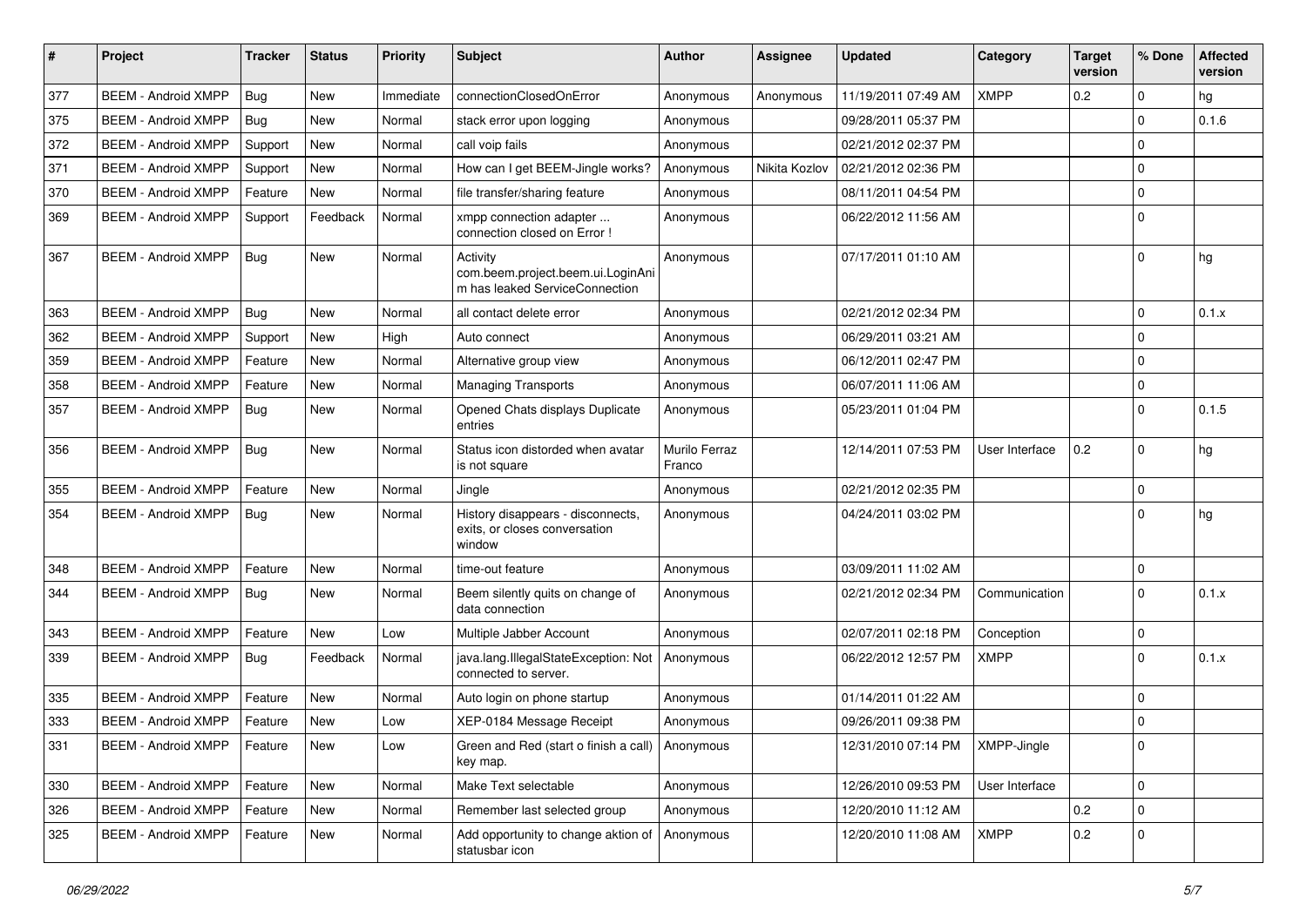| # | Project | Tracker | Status | Priority | Subject | Author | Assignee | Updated | Category | Target version | % Done | Affected version |
|---|---|---|---|---|---|---|---|---|---|---|---|---|
| 377 | BEEM - Android XMPP | Bug | New | Immediate | connectionClosedOnError | Anonymous | Anonymous | 11/19/2011 07:49 AM | XMPP | 0.2 | 0 | hg |
| 375 | BEEM - Android XMPP | Bug | New | Normal | stack error upon logging | Anonymous | | 09/28/2011 05:37 PM | | | 0 | 0.1.6 |
| 372 | BEEM - Android XMPP | Support | New | Normal | call voip fails | Anonymous | | 02/21/2012 02:37 PM | | | 0 | |
| 371 | BEEM - Android XMPP | Support | New | Normal | How can I get BEEM-Jingle works? | Anonymous | Nikita Kozlov | 02/21/2012 02:36 PM | | | 0 | |
| 370 | BEEM - Android XMPP | Feature | New | Normal | file transfer/sharing feature | Anonymous | | 08/11/2011 04:54 PM | | | 0 | |
| 369 | BEEM - Android XMPP | Support | Feedback | Normal | xmpp connection adapter ... connection closed on Error ! | Anonymous | | 06/22/2012 11:56 AM | | | 0 | |
| 367 | BEEM - Android XMPP | Bug | New | Normal | Activity com.beem.project.beem.ui.LoginAnim has leaked ServiceConnection | Anonymous | | 07/17/2011 01:10 AM | | | 0 | hg |
| 363 | BEEM - Android XMPP | Bug | New | Normal | all contact delete error | Anonymous | | 02/21/2012 02:34 PM | | | 0 | 0.1.x |
| 362 | BEEM - Android XMPP | Support | New | High | Auto connect | Anonymous | | 06/29/2011 03:21 AM | | | 0 | |
| 359 | BEEM - Android XMPP | Feature | New | Normal | Alternative group view | Anonymous | | 06/12/2011 02:47 PM | | | 0 | |
| 358 | BEEM - Android XMPP | Feature | New | Normal | Managing Transports | Anonymous | | 06/07/2011 11:06 AM | | | 0 | |
| 357 | BEEM - Android XMPP | Bug | New | Normal | Opened Chats displays Duplicate entries | Anonymous | | 05/23/2011 01:04 PM | | | 0 | 0.1.5 |
| 356 | BEEM - Android XMPP | Bug | New | Normal | Status icon distorded when avatar is not square | Murilo Ferraz Franco | | 12/14/2011 07:53 PM | User Interface | 0.2 | 0 | hg |
| 355 | BEEM - Android XMPP | Feature | New | Normal | Jingle | Anonymous | | 02/21/2012 02:35 PM | | | 0 | |
| 354 | BEEM - Android XMPP | Bug | New | Normal | History disappears - disconnects, exits, or closes conversation window | Anonymous | | 04/24/2011 03:02 PM | | | 0 | hg |
| 348 | BEEM - Android XMPP | Feature | New | Normal | time-out feature | Anonymous | | 03/09/2011 11:02 AM | | | 0 | |
| 344 | BEEM - Android XMPP | Bug | New | Normal | Beem silently quits on change of data connection | Anonymous | | 02/21/2012 02:34 PM | Communication | | 0 | 0.1.x |
| 343 | BEEM - Android XMPP | Feature | New | Low | Multiple Jabber Account | Anonymous | | 02/07/2011 02:18 PM | Conception | | 0 | |
| 339 | BEEM - Android XMPP | Bug | Feedback | Normal | java.lang.IllegalStateException: Not connected to server. | Anonymous | | 06/22/2012 12:57 PM | XMPP | | 0 | 0.1.x |
| 335 | BEEM - Android XMPP | Feature | New | Normal | Auto login on phone startup | Anonymous | | 01/14/2011 01:22 AM | | | 0 | |
| 333 | BEEM - Android XMPP | Feature | New | Low | XEP-0184 Message Receipt | Anonymous | | 09/26/2011 09:38 PM | | | 0 | |
| 331 | BEEM - Android XMPP | Feature | New | Low | Green and Red (start o finish a call) key map. | Anonymous | | 12/31/2010 07:14 PM | XMPP-Jingle | | 0 | |
| 330 | BEEM - Android XMPP | Feature | New | Normal | Make Text selectable | Anonymous | | 12/26/2010 09:53 PM | User Interface | | 0 | |
| 326 | BEEM - Android XMPP | Feature | New | Normal | Remember last selected group | Anonymous | | 12/20/2010 11:12 AM | | 0.2 | 0 | |
| 325 | BEEM - Android XMPP | Feature | New | Normal | Add opportunity to change aktion of statusbar icon | Anonymous | | 12/20/2010 11:08 AM | XMPP | 0.2 | 0 | |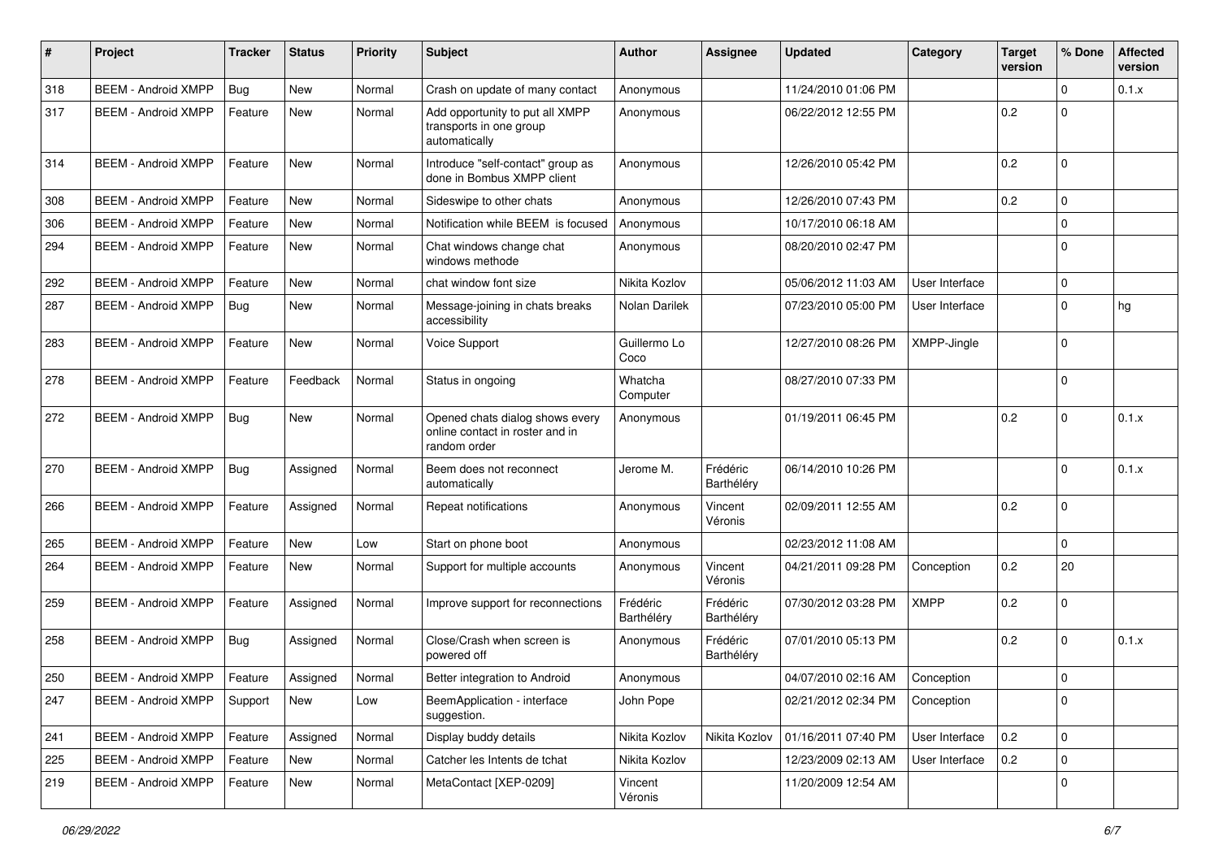| # | Project | Tracker | Status | Priority | Subject | Author | Assignee | Updated | Category | Target version | % Done | Affected version |
|---|---|---|---|---|---|---|---|---|---|---|---|---|
| 318 | BEEM - Android XMPP | Bug | New | Normal | Crash on update of many contact | Anonymous | | 11/24/2010 01:06 PM | | | 0 | 0.1.x |
| 317 | BEEM - Android XMPP | Feature | New | Normal | Add opportunity to put all XMPP transports in one group automatically | Anonymous | | 06/22/2012 12:55 PM | | 0.2 | 0 | |
| 314 | BEEM - Android XMPP | Feature | New | Normal | Introduce "self-contact" group as done in Bombus XMPP client | Anonymous | | 12/26/2010 05:42 PM | | 0.2 | 0 | |
| 308 | BEEM - Android XMPP | Feature | New | Normal | Sideswipe to other chats | Anonymous | | 12/26/2010 07:43 PM | | 0.2 | 0 | |
| 306 | BEEM - Android XMPP | Feature | New | Normal | Notification while BEEM is focused | Anonymous | | 10/17/2010 06:18 AM | | | 0 | |
| 294 | BEEM - Android XMPP | Feature | New | Normal | Chat windows change chat windows methode | Anonymous | | 08/20/2010 02:47 PM | | | 0 | |
| 292 | BEEM - Android XMPP | Feature | New | Normal | chat window font size | Nikita Kozlov | | 05/06/2012 11:03 AM | User Interface | | 0 | |
| 287 | BEEM - Android XMPP | Bug | New | Normal | Message-joining in chats breaks accessibility | Nolan Darilek | | 07/23/2010 05:00 PM | User Interface | | 0 | hg |
| 283 | BEEM - Android XMPP | Feature | New | Normal | Voice Support | Guillermo Lo Coco | | 12/27/2010 08:26 PM | XMPP-Jingle | | 0 | |
| 278 | BEEM - Android XMPP | Feature | Feedback | Normal | Status in ongoing | Whatcha Computer | | 08/27/2010 07:33 PM | | | 0 | |
| 272 | BEEM - Android XMPP | Bug | New | Normal | Opened chats dialog shows every online contact in roster and in random order | Anonymous | | 01/19/2011 06:45 PM | | 0.2 | 0 | 0.1.x |
| 270 | BEEM - Android XMPP | Bug | Assigned | Normal | Beem does not reconnect automatically | Jerome M. | Frédéric Barthéléry | 06/14/2010 10:26 PM | | | 0 | 0.1.x |
| 266 | BEEM - Android XMPP | Feature | Assigned | Normal | Repeat notifications | Anonymous | Vincent Véronis | 02/09/2011 12:55 AM | | 0.2 | 0 | |
| 265 | BEEM - Android XMPP | Feature | New | Low | Start on phone boot | Anonymous | | 02/23/2012 11:08 AM | | | 0 | |
| 264 | BEEM - Android XMPP | Feature | New | Normal | Support for multiple accounts | Anonymous | Vincent Véronis | 04/21/2011 09:28 PM | Conception | 0.2 | 20 | |
| 259 | BEEM - Android XMPP | Feature | Assigned | Normal | Improve support for reconnections | Frédéric Barthéléry | Frédéric Barthéléry | 07/30/2012 03:28 PM | XMPP | 0.2 | 0 | |
| 258 | BEEM - Android XMPP | Bug | Assigned | Normal | Close/Crash when screen is powered off | Anonymous | Frédéric Barthéléry | 07/01/2010 05:13 PM | | 0.2 | 0 | 0.1.x |
| 250 | BEEM - Android XMPP | Feature | Assigned | Normal | Better integration to Android | Anonymous | | 04/07/2010 02:16 AM | Conception | | 0 | |
| 247 | BEEM - Android XMPP | Support | New | Low | BeemApplication - interface suggestion. | John Pope | | 02/21/2012 02:34 PM | Conception | | 0 | |
| 241 | BEEM - Android XMPP | Feature | Assigned | Normal | Display buddy details | Nikita Kozlov | Nikita Kozlov | 01/16/2011 07:40 PM | User Interface | 0.2 | 0 | |
| 225 | BEEM - Android XMPP | Feature | New | Normal | Catcher les Intents de tchat | Nikita Kozlov | | 12/23/2009 02:13 AM | User Interface | 0.2 | 0 | |
| 219 | BEEM - Android XMPP | Feature | New | Normal | MetaContact [XEP-0209] | Vincent Véronis | | 11/20/2009 12:54 AM | | | 0 | |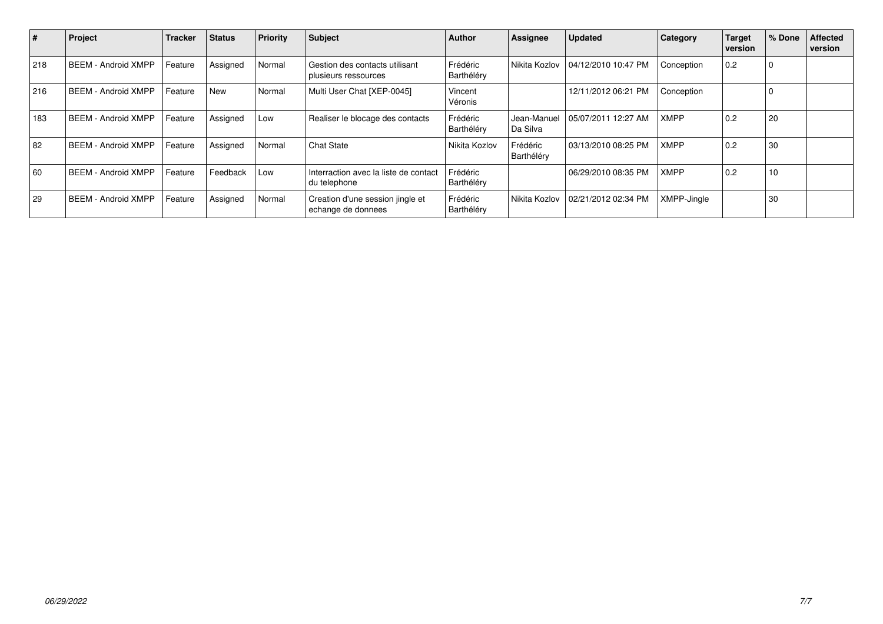| # | Project | Tracker | Status | Priority | Subject | Author | Assignee | Updated | Category | Target version | % Done | Affected version |
|---|---|---|---|---|---|---|---|---|---|---|---|---|
| 218 | BEEM - Android XMPP | Feature | Assigned | Normal | Gestion des contacts utilisant plusieurs ressources | Frédéric Barthéléry | Nikita Kozlov | 04/12/2010 10:47 PM | Conception | 0.2 | 0 | |
| 216 | BEEM - Android XMPP | Feature | New | Normal | Multi User Chat [XEP-0045] | Vincent Véronis | | 12/11/2012 06:21 PM | Conception | | 0 | |
| 183 | BEEM - Android XMPP | Feature | Assigned | Low | Realiser le blocage des contacts | Frédéric Barthéléry | Jean-Manuel Da Silva | 05/07/2011 12:27 AM | XMPP | 0.2 | 20 | |
| 82 | BEEM - Android XMPP | Feature | Assigned | Normal | Chat State | Nikita Kozlov | Frédéric Barthéléry | 03/13/2010 08:25 PM | XMPP | 0.2 | 30 | |
| 60 | BEEM - Android XMPP | Feature | Feedback | Low | Interraction avec la liste de contact du telephone | Frédéric Barthéléry | | 06/29/2010 08:35 PM | XMPP | 0.2 | 10 | |
| 29 | BEEM - Android XMPP | Feature | Assigned | Normal | Creation d'une session jingle et echange de donnees | Frédéric Barthéléry | Nikita Kozlov | 02/21/2012 02:34 PM | XMPP-Jingle | | 30 | |